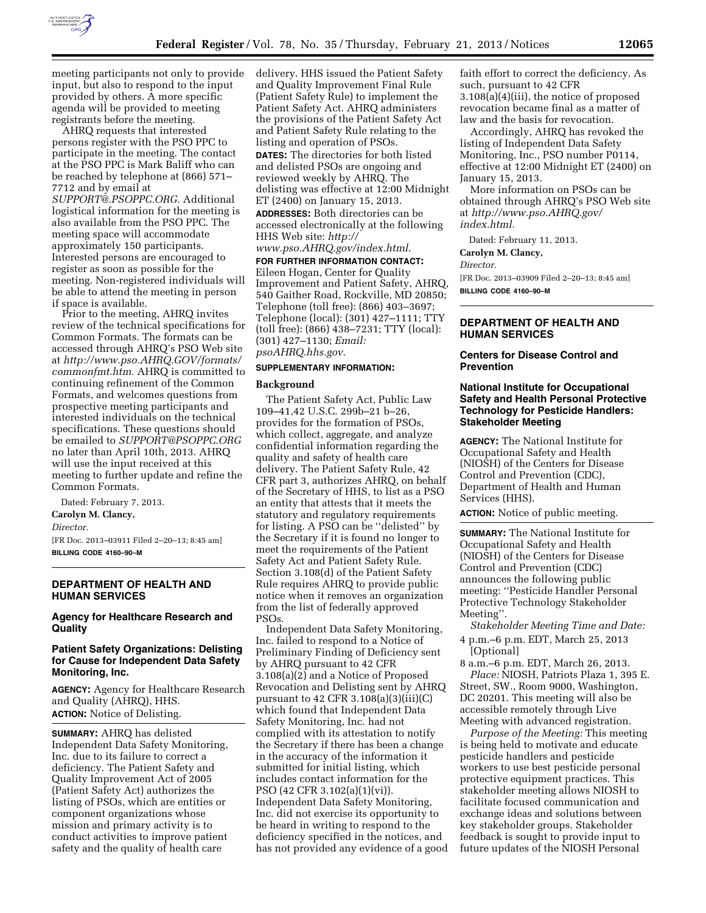meeting participants not only to provide input, but also to respond to the input provided by others. A more specific agenda will be provided to meeting registrants before the meeting.

AHRQ requests that interested persons register with the PSO PPC to participate in the meeting. The contact at the PSO PPC is Mark Baliff who can be reached by telephone at (866) 571–7712 and by email at *SUPPORT@.PSOPPC.ORG.* Additional logistical information for the meeting is also available from the PSO PPC. The meeting space will accommodate approximately 150 participants. Interested persons are encouraged to register as soon as possible for the meeting. Non-registered individuals will be able to attend the meeting in person if space is available.

Prior to the meeting, AHRQ invites review of the technical specifications for Common Formats. The formats can be accessed through AHRQ's PSO Web site at *http://www.pso.AHRQ.GOV/formats/commonfmt.htm.* AHRQ is committed to continuing refinement of the Common Formats, and welcomes questions from prospective meeting participants and interested individuals on the technical specifications. These questions should be emailed to *SUPPORT@PSOPPC.ORG* no later than April 10th, 2013. AHRQ will use the input received at this meeting to further update and refine the Common Formats.

Dated: February 7, 2013.

**Carolyn M. Clancy,**

*Director.*

[FR Doc. 2013–03911 Filed 2–20–13; 8:45 am]

**BILLING CODE 4160–90–M**

---

## DEPARTMENT OF HEALTH AND HUMAN SERVICES

### Agency for Healthcare Research and Quality

### Patient Safety Organizations: Delisting for Cause for Independent Data Safety Monitoring, Inc.

**AGENCY:** Agency for Healthcare Research and Quality (AHRQ), HHS.

**ACTION:** Notice of Delisting.

**SUMMARY:** AHRQ has delisted Independent Data Safety Monitoring, Inc. due to its failure to correct a deficiency. The Patient Safety and Quality Improvement Act of 2005 (Patient Safety Act) authorizes the listing of PSOs, which are entities or component organizations whose mission and primary activity is to conduct activities to improve patient safety and the quality of health care delivery. HHS issued the Patient Safety and Quality Improvement Final Rule (Patient Safety Rule) to implement the Patient Safety Act. AHRQ administers the provisions of the Patient Safety Act and Patient Safety Rule relating to the listing and operation of PSOs.

**DATES:** The directories for both listed and delisted PSOs are ongoing and reviewed weekly by AHRQ. The delisting was effective at 12:00 Midnight ET (2400) on January 15, 2013.

**ADDRESSES:** Both directories can be accessed electronically at the following HHS Web site: *http://www.pso.AHRQ.gov/index.html*.

**FOR FURTHER INFORMATION CONTACT:** Eileen Hogan, Center for Quality Improvement and Patient Safety, AHRQ, 540 Gaither Road, Rockville, MD 20850; Telephone (toll free): (866) 403–3697; Telephone (local): (301) 427–1111; TTY (toll free): (866) 438–7231; TTY (local): (301) 427–1130; *Email: psoAHRQ.hhs.gov.*

**SUPPLEMENTARY INFORMATION:**

#### Background

The Patient Safety Act, Public Law 109–41,42 U.S.C. 299b–21 b–26, provides for the formation of PSOs, which collect, aggregate, and analyze confidential information regarding the quality and safety of health care delivery. The Patient Safety Rule, 42 CFR part 3, authorizes AHRQ, on behalf of the Secretary of HHS, to list as a PSO an entity that attests that it meets the statutory and regulatory requirements for listing. A PSO can be ''delisted'' by the Secretary if it is found no longer to meet the requirements of the Patient Safety Act and Patient Safety Rule. Section 3.108(d) of the Patient Safety Rule requires AHRQ to provide public notice when it removes an organization from the list of federally approved PSOs.

Independent Data Safety Monitoring, Inc. failed to respond to a Notice of Preliminary Finding of Deficiency sent by AHRQ pursuant to 42 CFR 3.108(a)(2) and a Notice of Proposed Revocation and Delisting sent by AHRQ pursuant to 42 CFR 3.108(a)(3)(iii)(C) which found that Independent Data Safety Monitoring, Inc. had not complied with its attestation to notify the Secretary if there has been a change in the accuracy of the information it submitted for initial listing, which includes contact information for the PSO (42 CFR 3.102(a)(1)(vi)). Independent Data Safety Monitoring, Inc. did not exercise its opportunity to be heard in writing to respond to the deficiency specified in the notices, and has not provided any evidence of a good faith effort to correct the deficiency. As such, pursuant to 42 CFR 3.108(a)(4)(iii), the notice of proposed revocation became final as a matter of law and the basis for revocation.

Accordingly, AHRQ has revoked the listing of Independent Data Safety Monitoring, Inc., PSO number P0114, effective at 12:00 Midnight ET (2400) on January 15, 2013.

More information on PSOs can be obtained through AHRQ's PSO Web site at *http://www.pso.AHRQ.gov/index.html.*

Dated: February 11, 2013.

**Carolyn M. Clancy,**

*Director.*

[FR Doc. 2013–03909 Filed 2–20–13; 8:45 am]

**BILLING CODE 4160–90–M**

---

## DEPARTMENT OF HEALTH AND HUMAN SERVICES

### Centers for Disease Control and Prevention

### National Institute for Occupational Safety and Health Personal Protective Technology for Pesticide Handlers: Stakeholder Meeting

**AGENCY:** The National Institute for Occupational Safety and Health (NIOSH) of the Centers for Disease Control and Prevention (CDC), Department of Health and Human Services (HHS).

**ACTION:** Notice of public meeting.

**SUMMARY:** The National Institute for Occupational Safety and Health (NIOSH) of the Centers for Disease Control and Prevention (CDC) announces the following public meeting: ''Pesticide Handler Personal Protective Technology Stakeholder Meeting''.

*Stakeholder Meeting Time and Date:*

4 p.m.–6 p.m. EDT, March 25, 2013 [Optional]

8 a.m.–6 p.m. EDT, March 26, 2013.

*Place:* NIOSH, Patriots Plaza 1, 395 E. Street, SW., Room 9000, Washington, DC 20201. This meeting will also be accessible remotely through Live Meeting with advanced registration.

*Purpose of the Meeting:* This meeting is being held to motivate and educate pesticide handlers and pesticide workers to use best pesticide personal protective equipment practices. This stakeholder meeting allows NIOSH to facilitate focused communication and exchange ideas and solutions between key stakeholder groups. Stakeholder feedback is sought to provide input to future updates of the NIOSH Personal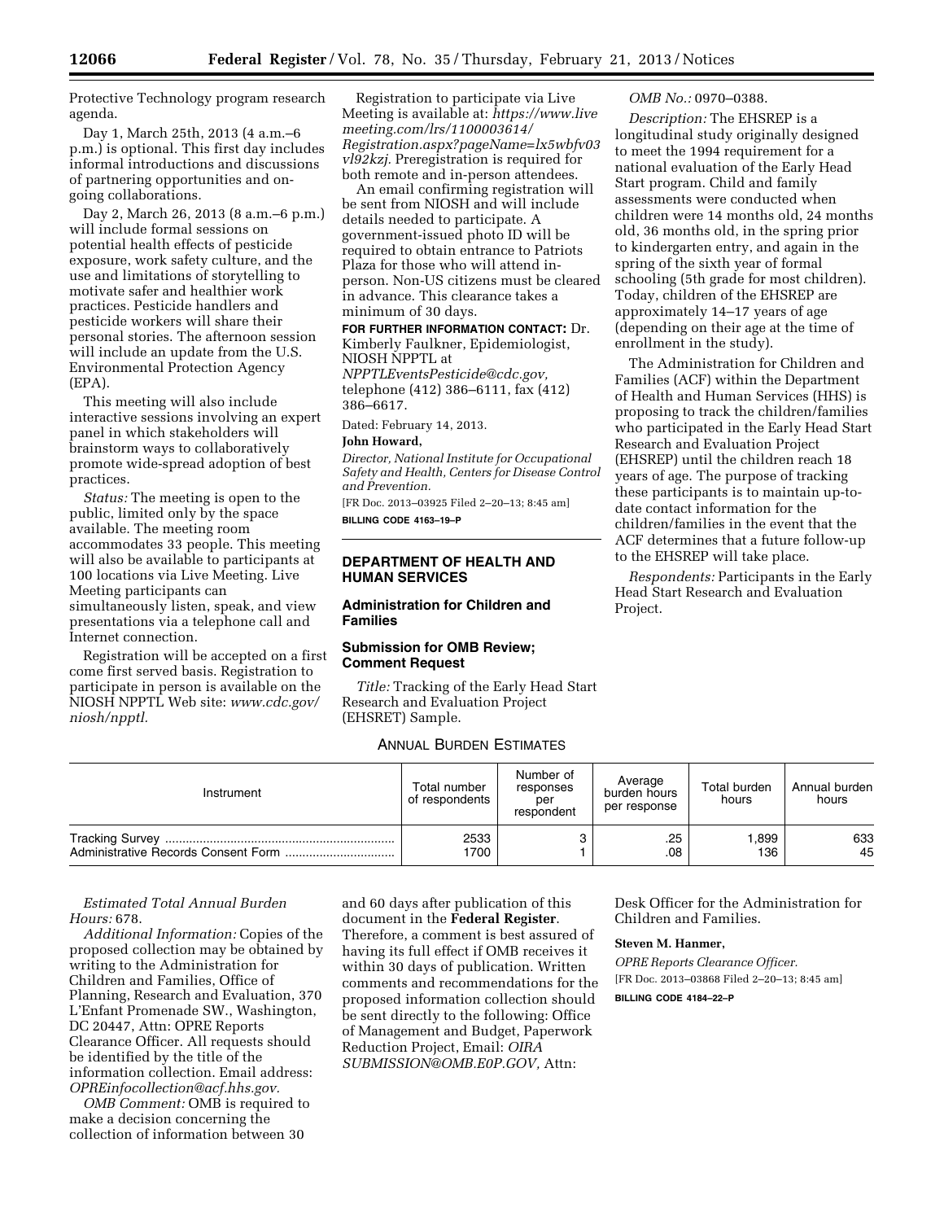Protective Technology program research agenda.

Day 1, March 25th, 2013 (4 a.m.–6 p.m.) is optional. This first day includes informal introductions and discussions of partnering opportunities and on-going collaborations.

Day 2, March 26, 2013 (8 a.m.–6 p.m.) will include formal sessions on potential health effects of pesticide exposure, work safety culture, and the use and limitations of storytelling to motivate safer and healthier work practices. Pesticide handlers and pesticide workers will share their personal stories. The afternoon session will include an update from the U.S. Environmental Protection Agency (EPA).

This meeting will also include interactive sessions involving an expert panel in which stakeholders will brainstorm ways to collaboratively promote wide-spread adoption of best practices.

*Status:* The meeting is open to the public, limited only by the space available. The meeting room accommodates 33 people. This meeting will also be available to participants at 100 locations via Live Meeting. Live Meeting participants can simultaneously listen, speak, and view presentations via a telephone call and Internet connection.

Registration will be accepted on a first come first served basis. Registration to participate in person is available on the NIOSH NPPTL Web site: *www.cdc.gov/niosh/npptl.*

Registration to participate via Live Meeting is available at: *https://www.livemeeting.com/lrs/1100003614/Registration.aspx?pageName=lx5wbfv03vl92kzj.* Preregistration is required for both remote and in-person attendees.

An email confirming registration will be sent from NIOSH and will include details needed to participate. A government-issued photo ID will be required to obtain entrance to Patriots Plaza for those who will attend in-person. Non-US citizens must be cleared in advance. This clearance takes a minimum of 30 days.

**FOR FURTHER INFORMATION CONTACT:** Dr. Kimberly Faulkner, Epidemiologist, NIOSH NPPTL at *NPPTLEventsPesticide@cdc.gov,* telephone (412) 386–6111, fax (412) 386–6617.

Dated: February 14, 2013.

**John Howard,**

*Director, National Institute for Occupational Safety and Health, Centers for Disease Control and Prevention.*

[FR Doc. 2013–03925 Filed 2–20–13; 8:45 am]

**BILLING CODE 4163–19–P**

## DEPARTMENT OF HEALTH AND HUMAN SERVICES

### Administration for Children and Families

### Submission for OMB Review; Comment Request

*Title:* Tracking of the Early Head Start Research and Evaluation Project (EHSRET) Sample.

*OMB No.:* 0970–0388.

*Description:* The EHSREP is a longitudinal study originally designed to meet the 1994 requirement for a national evaluation of the Early Head Start program. Child and family assessments were conducted when children were 14 months old, 24 months old, 36 months old, in the spring prior to kindergarten entry, and again in the spring of the sixth year of formal schooling (5th grade for most children). Today, children of the EHSREP are approximately 14–17 years of age (depending on their age at the time of enrollment in the study).

The Administration for Children and Families (ACF) within the Department of Health and Human Services (HHS) is proposing to track the children/families who participated in the Early Head Start Research and Evaluation Project (EHSREP) until the children reach 18 years of age. The purpose of tracking these participants is to maintain up-to-date contact information for the children/families in the event that the ACF determines that a future follow-up to the EHSREP will take place.

*Respondents:* Participants in the Early Head Start Research and Evaluation Project.

ANNUAL BURDEN ESTIMATES

| Instrument | Total number of respondents | Number of responses per respondent | Average burden hours per response | Total burden hours | Annual burden hours |
|---|---|---|---|---|---|
| Tracking Survey | 2533 | 3 | .25 | 1,899 | 633 |
| Administrative Records Consent Form | 1700 | 1 | .08 | 136 | 45 |

*Estimated Total Annual Burden Hours:* 678.

*Additional Information:* Copies of the proposed collection may be obtained by writing to the Administration for Children and Families, Office of Planning, Research and Evaluation, 370 L'Enfant Promenade SW., Washington, DC 20447, Attn: OPRE Reports Clearance Officer. All requests should be identified by the title of the information collection. Email address: *OPREinfocollection@acf.hhs.gov.*

*OMB Comment:* OMB is required to make a decision concerning the collection of information between 30 and 60 days after publication of this document in the **Federal Register**. Therefore, a comment is best assured of having its full effect if OMB receives it within 30 days of publication. Written comments and recommendations for the proposed information collection should be sent directly to the following: Office of Management and Budget, Paperwork Reduction Project, Email: *OIRA SUBMISSION@OMB.E0P.GOV,* Attn: Desk Officer for the Administration for Children and Families.

**Steven M. Hanmer,**

*OPRE Reports Clearance Officer.*

[FR Doc. 2013–03868 Filed 2–20–13; 8:45 am]

**BILLING CODE 4184–22–P**